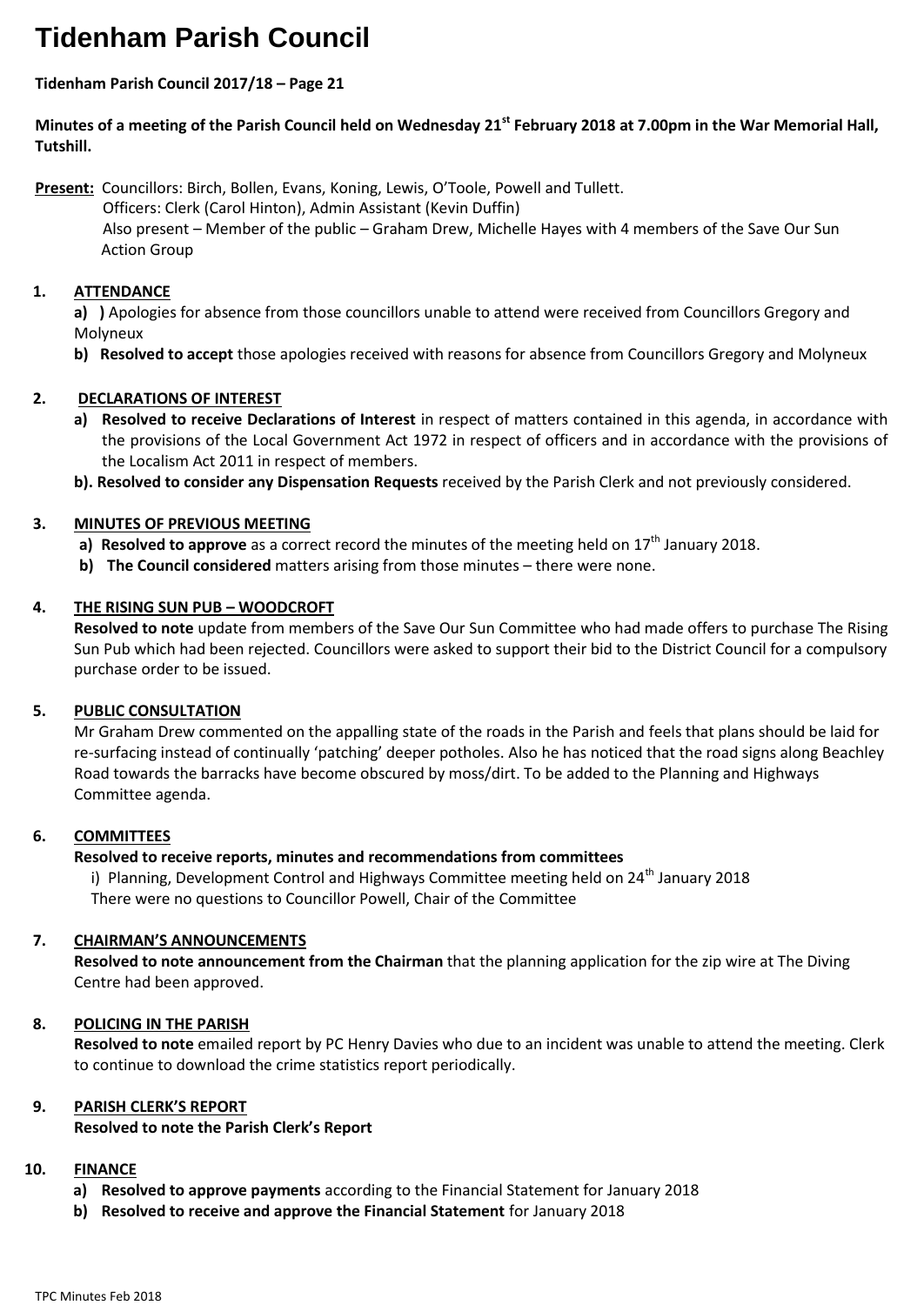# Tidenham Parish Council

**Tidenham Parish Council 2017/18 – Page 21**

**Minutes of a meeting of the Parish Council held on Wednesday 21st February 2018 at 7.00pm in the War Memorial Hall, Tutshill.**

**Present:** Councillors: Birch, Bollen, Evans, Koning, Lewis, O'Toole, Powell and Tullett.
Officers: Clerk (Carol Hinton), Admin Assistant (Kevin Duffin)
Also present – Member of the public – Graham Drew, Michelle Hayes with 4 members of the Save Our Sun Action Group

## 1. ATTENDANCE

**a) )** Apologies for absence from those councillors unable to attend were received from Councillors Gregory and Molyneux

**b) Resolved to accept** those apologies received with reasons for absence from Councillors Gregory and Molyneux

## 2. DECLARATIONS OF INTEREST

**a) Resolved to receive Declarations of Interest** in respect of matters contained in this agenda, in accordance with the provisions of the Local Government Act 1972 in respect of officers and in accordance with the provisions of the Localism Act 2011 in respect of members.

**b). Resolved to consider any Dispensation Requests** received by the Parish Clerk and not previously considered.

## 3. MINUTES OF PREVIOUS MEETING

**a) Resolved to approve** as a correct record the minutes of the meeting held on 17th January 2018.

**b) The Council considered** matters arising from those minutes – there were none.

## 4. THE RISING SUN PUB – WOODCROFT

**Resolved to note** update from members of the Save Our Sun Committee who had made offers to purchase The Rising Sun Pub which had been rejected. Councillors were asked to support their bid to the District Council for a compulsory purchase order to be issued.

## 5. PUBLIC CONSULTATION

Mr Graham Drew commented on the appalling state of the roads in the Parish and feels that plans should be laid for re-surfacing instead of continually 'patching' deeper potholes. Also he has noticed that the road signs along Beachley Road towards the barracks have become obscured by moss/dirt. To be added to the Planning and Highways Committee agenda.

## 6. COMMITTEES

**Resolved to receive reports, minutes and recommendations from committees**

i) Planning, Development Control and Highways Committee meeting held on 24th January 2018
There were no questions to Councillor Powell, Chair of the Committee

## 7. CHAIRMAN'S ANNOUNCEMENTS

**Resolved to note announcement from the Chairman** that the planning application for the zip wire at The Diving Centre had been approved.

## 8. POLICING IN THE PARISH

**Resolved to note** emailed report by PC Henry Davies who due to an incident was unable to attend the meeting. Clerk to continue to download the crime statistics report periodically.

## 9. PARISH CLERK'S REPORT

**Resolved to note the Parish Clerk's Report**

## 10. FINANCE

**a) Resolved to approve payments** according to the Financial Statement for January 2018

**b) Resolved to receive and approve the Financial Statement** for January 2018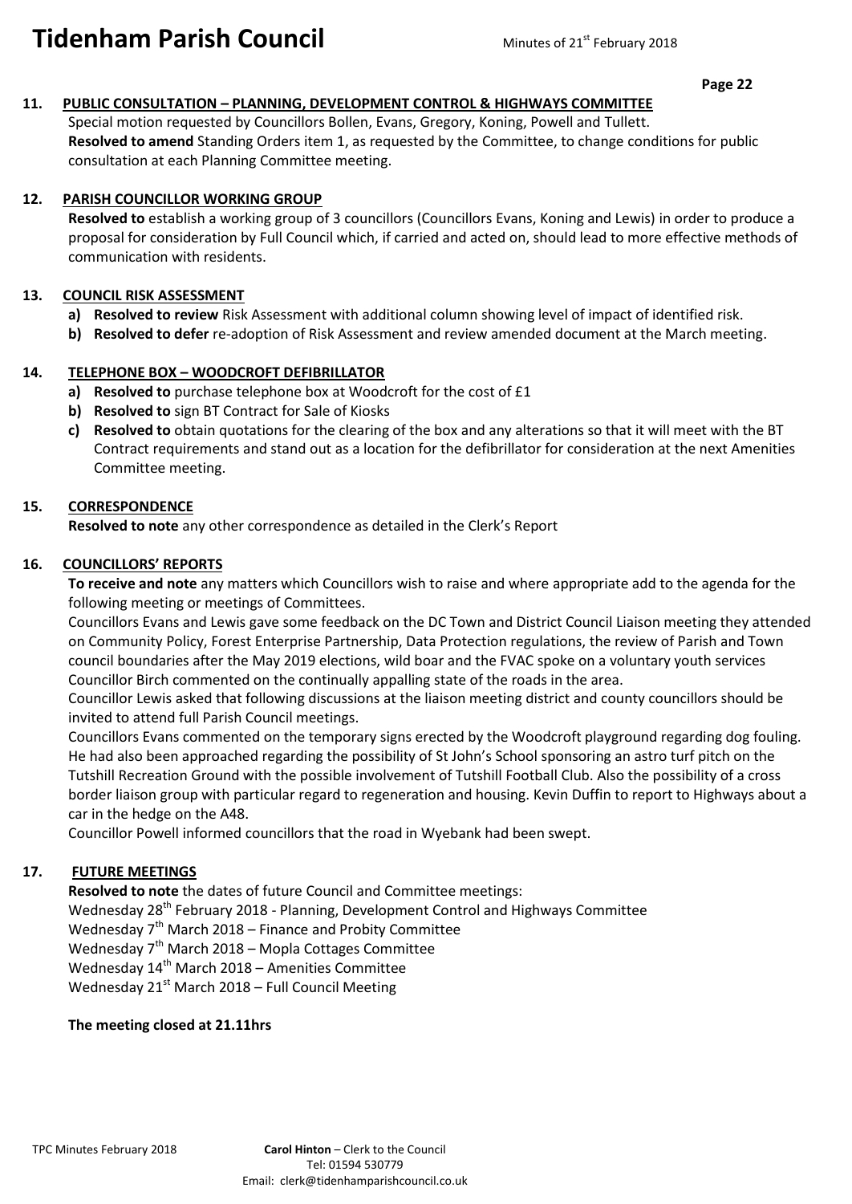## 11. PUBLIC CONSULTATION – PLANNING, DEVELOPMENT CONTROL & HIGHWAYS COMMITTEE

Special motion requested by Councillors Bollen, Evans, Gregory, Koning, Powell and Tullett.
**Resolved to amend** Standing Orders item 1, as requested by the Committee, to change conditions for public consultation at each Planning Committee meeting.

## 12. PARISH COUNCILLOR WORKING GROUP

**Resolved to** establish a working group of 3 councillors (Councillors Evans, Koning and Lewis) in order to produce a proposal for consideration by Full Council which, if carried and acted on, should lead to more effective methods of communication with residents.

## 13. COUNCIL RISK ASSESSMENT

a) **Resolved to review** Risk Assessment with additional column showing level of impact of identified risk.
b) **Resolved to defer** re-adoption of Risk Assessment and review amended document at the March meeting.

## 14. TELEPHONE BOX – WOODCROFT DEFIBRILLATOR

a) **Resolved to** purchase telephone box at Woodcroft for the cost of £1
b) **Resolved to** sign BT Contract for Sale of Kiosks
c) **Resolved to** obtain quotations for the clearing of the box and any alterations so that it will meet with the BT Contract requirements and stand out as a location for the defibrillator for consideration at the next Amenities Committee meeting.

## 15. CORRESPONDENCE

**Resolved to note** any other correspondence as detailed in the Clerk's Report

## 16. COUNCILLORS' REPORTS

**To receive and note** any matters which Councillors wish to raise and where appropriate add to the agenda for the following meeting or meetings of Committees.

Councillors Evans and Lewis gave some feedback on the DC Town and District Council Liaison meeting they attended on Community Policy, Forest Enterprise Partnership, Data Protection regulations, the review of Parish and Town council boundaries after the May 2019 elections, wild boar and the FVAC spoke on a voluntary youth services

Councillor Birch commented on the continually appalling state of the roads in the area.

Councillor Lewis asked that following discussions at the liaison meeting district and county councillors should be invited to attend full Parish Council meetings.

Councillors Evans commented on the temporary signs erected by the Woodcroft playground regarding dog fouling. He had also been approached regarding the possibility of St John's School sponsoring an astro turf pitch on the Tutshill Recreation Ground with the possible involvement of Tutshill Football Club. Also the possibility of a cross border liaison group with particular regard to regeneration and housing. Kevin Duffin to report to Highways about a car in the hedge on the A48.

Councillor Powell informed councillors that the road in Wyebank had been swept.

## 17. FUTURE MEETINGS

**Resolved to note** the dates of future Council and Committee meetings:

Wednesday 28th February 2018 - Planning, Development Control and Highways Committee
Wednesday 7th March 2018 – Finance and Probity Committee
Wednesday 7th March 2018 – Mopla Cottages Committee
Wednesday 14th March 2018 – Amenities Committee
Wednesday 21st March 2018 – Full Council Meeting

**The meeting closed at 21.11hrs**